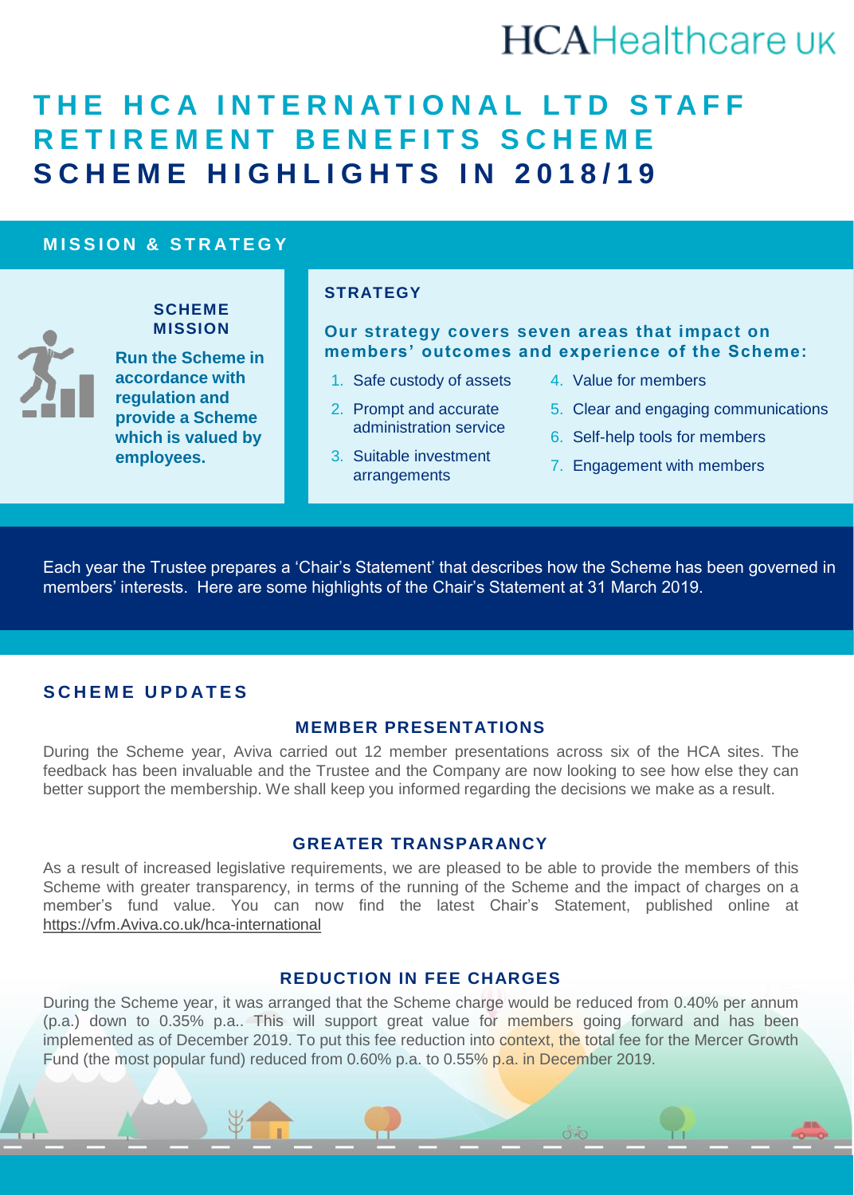HCAHealthcare UK

# THE HCA INTERNATIONAL LTD STAFF RETIREMENT BENEFITS SCHEME

# SCHEME HIGHLIGHTS IN 2018/19

## MISSION & STRATEGY

### SCHEME MISSION

**Run the Scheme in accordance with regulation and provide a Scheme which is valued by employees.**

### STRATEGY

**Our strategy covers seven areas that impact on members' outcomes and experience of the Scheme:**

1. Safe custody of assets
2. Prompt and accurate administration service
3. Suitable investment arrangements
4. Value for members
5. Clear and engaging communications
6. Self-help tools for members
7. Engagement with members

Each year the Trustee prepares a 'Chair's Statement' that describes how the Scheme has been governed in members' interests. Here are some highlights of the Chair's Statement at 31 March 2019.

## SCHEME UPDATES

### MEMBER PRESENTATIONS

During the Scheme year, Aviva carried out 12 member presentations across six of the HCA sites. The feedback has been invaluable and the Trustee and the Company are now looking to see how else they can better support the membership. We shall keep you informed regarding the decisions we make as a result.

### GREATER TRANSPARANCY

As a result of increased legislative requirements, we are pleased to be able to provide the members of this Scheme with greater transparency, in terms of the running of the Scheme and the impact of charges on a member's fund value. You can now find the latest Chair's Statement, published online at https://vfm.Aviva.co.uk/hca-international

### REDUCTION IN FEE CHARGES

During the Scheme year, it was arranged that the Scheme charge would be reduced from 0.40% per annum (p.a.) down to 0.35% p.a.. This will support great value for members going forward and has been implemented as of December 2019. To put this fee reduction into context, the total fee for the Mercer Growth Fund (the most popular fund) reduced from 0.60% p.a. to 0.55% p.a. in December 2019.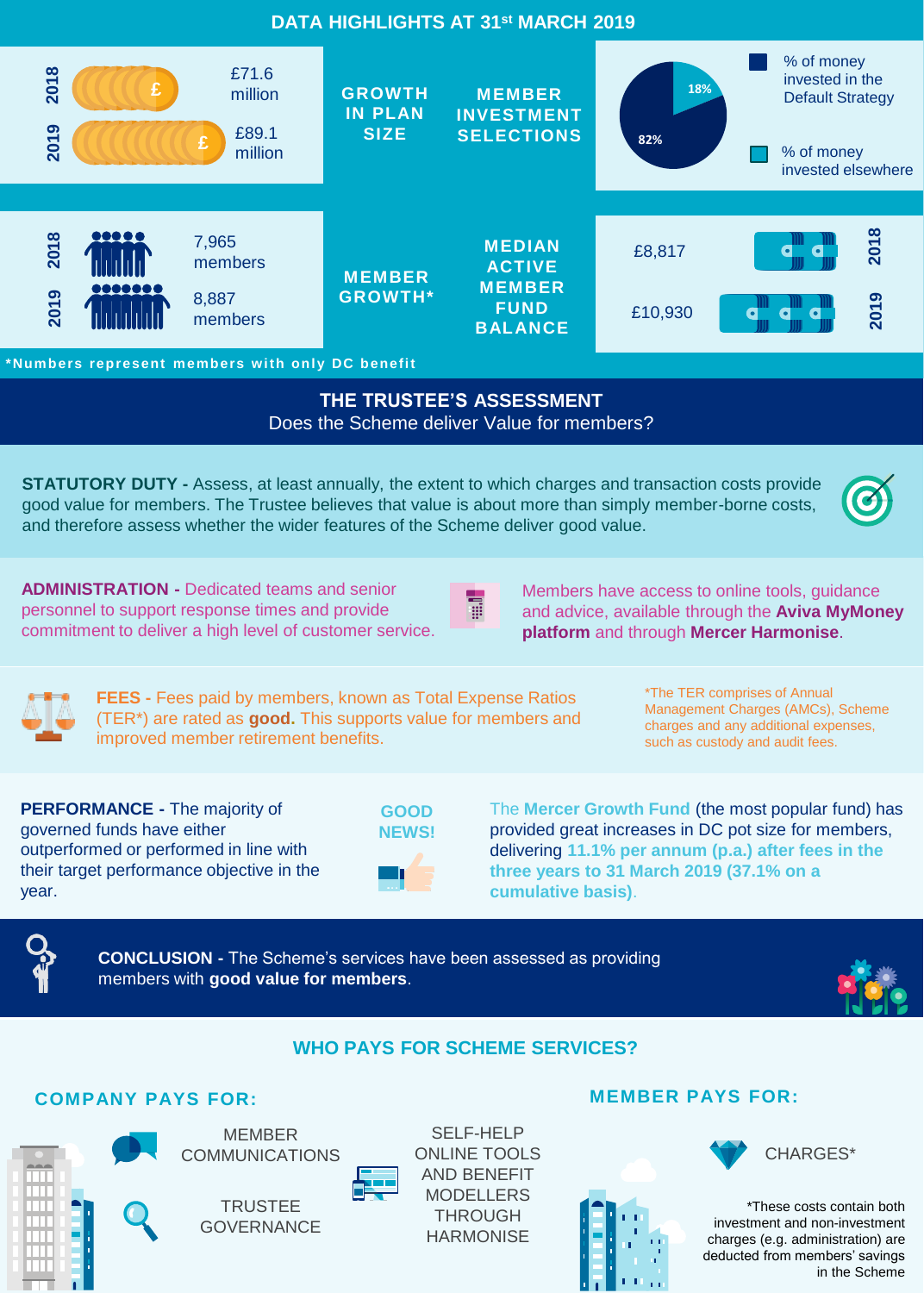# DATA HIGHLIGHTS AT 31st MARCH 2019

**GROWTH IN PLAN SIZE**

2018: £71.6 million

2019: £89.1 million

**MEMBER INVESTMENT SELECTIONS**

18%

82%

% of money invested in the Default Strategy

% of money invested elsewhere

**MEMBER GROWTH***

2018: 7,965 members

2019: 8,887 members

**MEDIAN ACTIVE MEMBER FUND BALANCE**

2018: £8,817

2019: £10,930

*Numbers represent members with only DC benefit

## THE TRUSTEE'S ASSESSMENT

Does the Scheme deliver Value for members?

**STATUTORY DUTY -** Assess, at least annually, the extent to which charges and transaction costs provide good value for members. The Trustee believes that value is about more than simply member-borne costs, and therefore assess whether the wider features of the Scheme deliver good value.

**ADMINISTRATION -** Dedicated teams and senior personnel to support response times and provide commitment to deliver a high level of customer service.

Members have access to online tools, guidance and advice, available through the **Aviva MyMoney platform** and through **Mercer Harmonise**.

**FEES -** Fees paid by members, known as Total Expense Ratios (TER*) are rated as **good.** This supports value for members and improved member retirement benefits.

*The TER comprises of Annual Management Charges (AMCs), Scheme charges and any additional expenses, such as custody and audit fees.

**PERFORMANCE -** The majority of governed funds have either outperformed or performed in line with their target performance objective in the year.

**GOOD NEWS!**

The **Mercer Growth Fund** (the most popular fund) has provided great increases in DC pot size for members, delivering **11.1% per annum (p.a.) after fees in the three years to 31 March 2019 (37.1% on a cumulative basis)**.

**CONCLUSION -** The Scheme's services have been assessed as providing members with **good value for members**.

## WHO PAYS FOR SCHEME SERVICES?

### COMPANY PAYS FOR:

- MEMBER COMMUNICATIONS
- TRUSTEE GOVERNANCE
- SELF-HELP ONLINE TOOLS AND BENEFIT MODELLERS THROUGH HARMONISE

### MEMBER PAYS FOR:

- CHARGES*

*These costs contain both investment and non-investment charges (e.g. administration) are deducted from members' savings in the Scheme